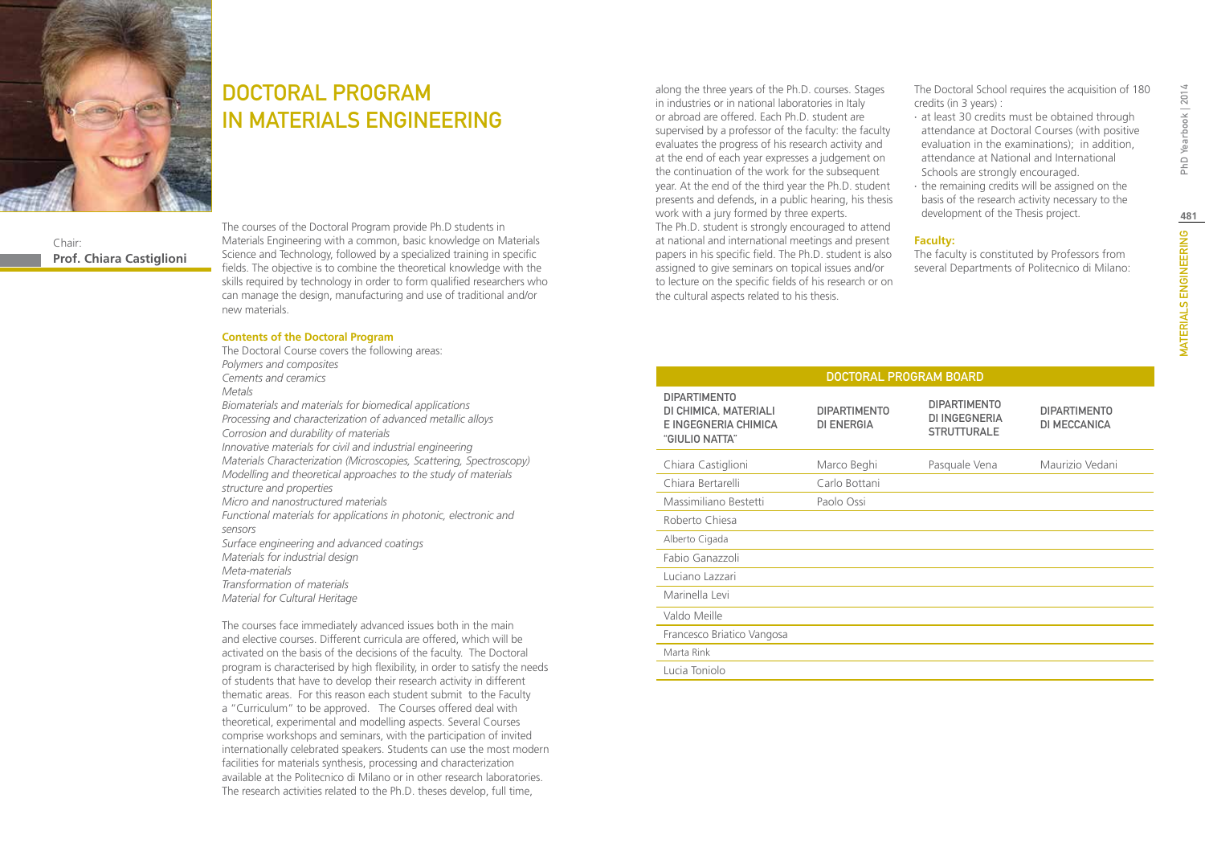Chair:
**Prof. Chiara Castiglioni**

# DOCTORAL PROGRAM IN MATERIALS ENGINEERING

The courses of the Doctoral Program provide Ph.D students in Materials Engineering with a common, basic knowledge on Materials Science and Technology, followed by a specialized training in specific fields. The objective is to combine the theoretical knowledge with the skills required by technology in order to form qualified researchers who can manage the design, manufacturing and use of traditional and/or new materials.

**Contents of the Doctoral Program**

The Doctoral Course covers the following areas:
*Polymers and composites*
*Cements and ceramics*
*Metals*
*Biomaterials and materials for biomedical applications*
*Processing and characterization of advanced metallic alloys*
*Corrosion and durability of materials*
*Innovative materials for civil and industrial engineering*
*Materials Characterization (Microscopies, Scattering, Spectroscopy)*
*Modelling and theoretical approaches to the study of materials structure and properties*
*Micro and nanostructured materials*
*Functional materials for applications in photonic, electronic and sensors*
*Surface engineering and advanced coatings*
*Materials for industrial design*
*Meta-materials*
*Transformation of materials*
*Material for Cultural Heritage*

The courses face immediately advanced issues both in the main and elective courses. Different curricula are offered, which will be activated on the basis of the decisions of the faculty. The Doctoral program is characterised by high flexibility, in order to satisfy the needs of students that have to develop their research activity in different thematic areas. For this reason each student submit to the Faculty a "Curriculum" to be approved. The Courses offered deal with theoretical, experimental and modelling aspects. Several Courses comprise workshops and seminars, with the participation of invited internationally celebrated speakers. Students can use the most modern facilities for materials synthesis, processing and characterization available at the Politecnico di Milano or in other research laboratories. The research activities related to the Ph.D. theses develop, full time, along the three years of the Ph.D. courses. Stages in industries or in national laboratories in Italy or abroad are offered. Each Ph.D. student are supervised by a professor of the faculty: the faculty evaluates the progress of his research activity and at the end of each year expresses a judgement on the continuation of the work for the subsequent year. At the end of the third year the Ph.D. student presents and defends, in a public hearing, his thesis work with a jury formed by three experts.
The Ph.D. student is strongly encouraged to attend at national and international meetings and present papers in his specific field. The Ph.D. student is also assigned to give seminars on topical issues and/or to lecture on the specific fields of his research or on the cultural aspects related to his thesis.

The Doctoral School requires the acquisition of 180 credits (in 3 years) :

- at least 30 credits must be obtained through attendance at Doctoral Courses (with positive evaluation in the examinations); in addition, attendance at National and International Schools are strongly encouraged.
- the remaining credits will be assigned on the basis of the research activity necessary to the development of the Thesis project.

**Faculty:**

The faculty is constituted by Professors from several Departments of Politecnico di Milano:

| DOCTORAL PROGRAM BOARD | | | |
|---|---|---|---|
| DIPARTIMENTO DI CHIMICA, MATERIALI E INGEGNERIA CHIMICA "GIULIO NATTA" | DIPARTIMENTO DI ENERGIA | DIPARTIMENTO DI INGEGNERIA STRUTTURALE | DIPARTIMENTO DI MECCANICA |
| Chiara Castiglioni | Marco Beghi | Pasquale Vena | Maurizio Vedani |
| Chiara Bertarelli | Carlo Bottani | | |
| Massimiliano Bestetti | Paolo Ossi | | |
| Roberto Chiesa | | | |
| Alberto Cigada | | | |
| Fabio Ganazzoli | | | |
| Luciano Lazzari | | | |
| Marinella Levi | | | |
| Valdo Meille | | | |
| Francesco Briatico Vangosa | | | |
| Marta Rink | | | |
| Lucia Toniolo | | | |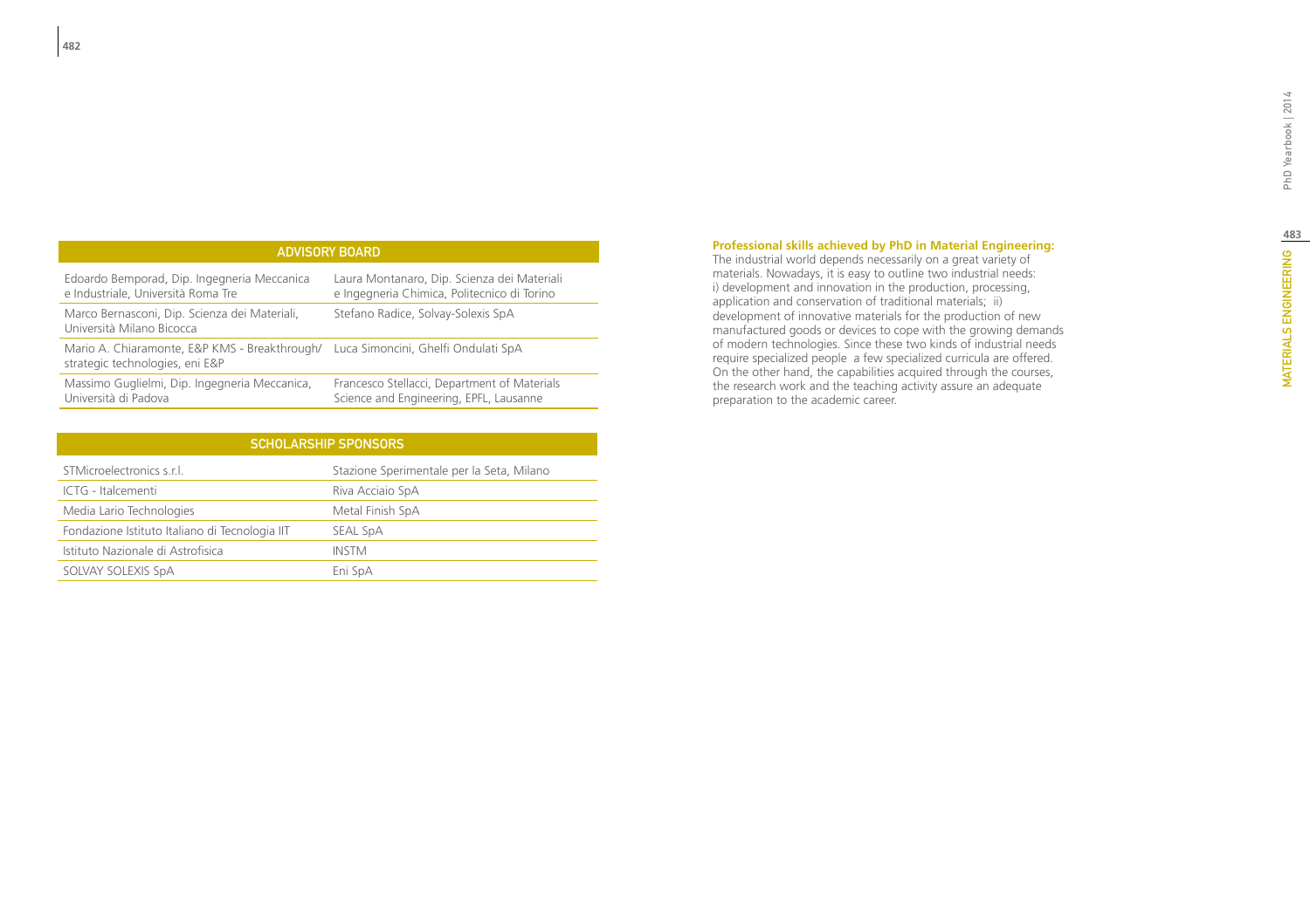| ADVISORY BOARD | |
|---|---|
| Edoardo Bemporad, Dip. Ingegneria Meccanica e Industriale, Università Roma Tre | Laura Montanaro, Dip. Scienza dei Materiali e Ingegneria Chimica, Politecnico di Torino |
| Marco Bernasconi, Dip. Scienza dei Materiali, Università Milano Bicocca | Stefano Radice, Solvay-Solexis SpA |
| Mario A. Chiaramonte, E&P KMS - Breakthrough/ strategic technologies, eni E&P | Luca Simoncini, Ghelfi Ondulati SpA |
| Massimo Guglielmi, Dip. Ingegneria Meccanica, Università di Padova | Francesco Stellacci, Department of Materials Science and Engineering, EPFL, Lausanne |

| SCHOLARSHIP SPONSORS | |
|---|---|
| STMicroelectronics s.r.l. | Stazione Sperimentale per la Seta, Milano |
| ICTG - Italcementi | Riva Acciaio SpA |
| Media Lario Technologies | Metal Finish SpA |
| Fondazione Istituto Italiano di Tecnologia IIT | SEAL SpA |
| Istituto Nazionale di Astrofisica | INSTM |
| SOLVAY SOLEXIS SpA | Eni SpA |

**Professional skills achieved by PhD in Material Engineering:**
The industrial world depends necessarily on a great variety of materials. Nowadays, it is easy to outline two industrial needs: i) development and innovation in the production, processing, application and conservation of traditional materials; ii) development of innovative materials for the production of new manufactured goods or devices to cope with the growing demands of modern technologies. Since these two kinds of industrial needs require specialized people a few specialized curricula are offered. On the other hand, the capabilities acquired through the courses, the research work and the teaching activity assure an adequate preparation to the academic career.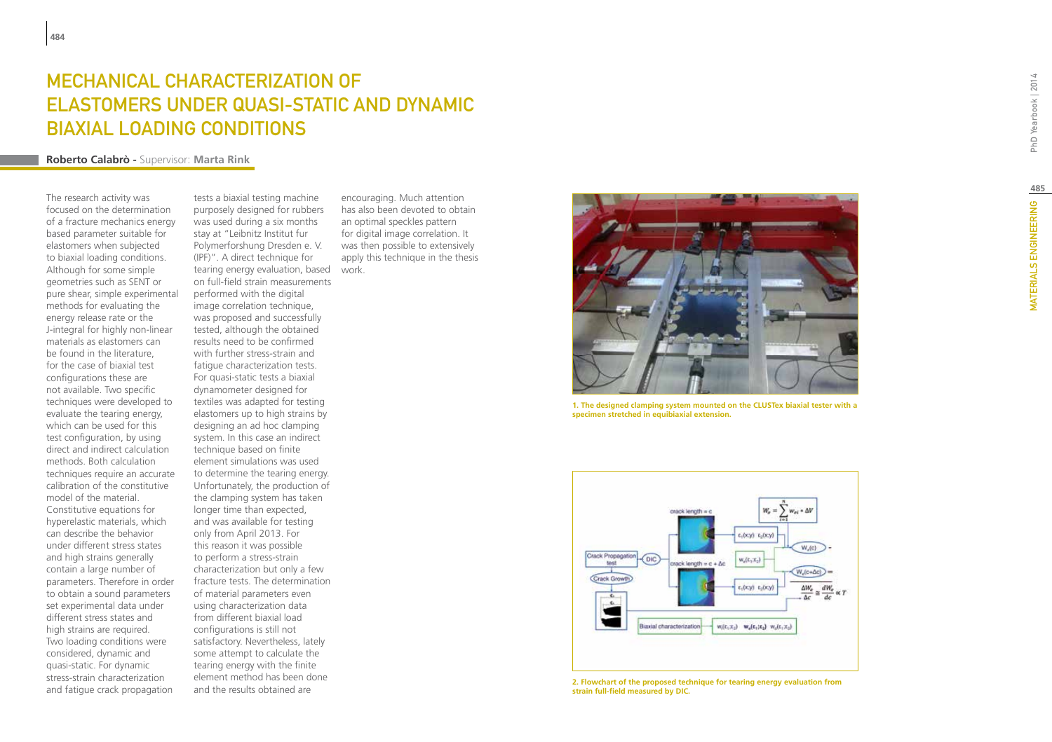# MECHANICAL CHARACTERIZATION OF ELASTOMERS UNDER QUASI-STATIC AND DYNAMIC BIAXIAL LOADING CONDITIONS

**Roberto Calabrò** - Supervisor: **Marta Rink**

The research activity was focused on the determination of a fracture mechanics energy based parameter suitable for elastomers when subjected to biaxial loading conditions. Although for some simple geometries such as SENT or pure shear, simple experimental methods for evaluating the energy release rate or the J-integral for highly non-linear materials as elastomers can be found in the literature, for the case of biaxial test configurations these are not available. Two specific techniques were developed to evaluate the tearing energy, which can be used for this test configuration, by using direct and indirect calculation methods. Both calculation techniques require an accurate calibration of the constitutive model of the material. Constitutive equations for hyperelastic materials, which can describe the behavior under different stress states and high strains generally contain a large number of parameters. Therefore in order to obtain a sound parameters set experimental data under different stress states and high strains are required. Two loading conditions were considered, dynamic and quasi-static. For dynamic stress-strain characterization and fatigue crack propagation tests a biaxial testing machine purposely designed for rubbers was used during a six months stay at "Leibnitz Institut fur Polymerforshung Dresden e. V. (IPF)". A direct technique for tearing energy evaluation, based on full-field strain measurements performed with the digital image correlation technique, was proposed and successfully tested, although the obtained results need to be confirmed with further stress-strain and fatigue characterization tests. For quasi-static tests a biaxial dynamometer designed for textiles was adapted for testing elastomers up to high strains by designing an ad hoc clamping system. In this case an indirect technique based on finite element simulations was used to determine the tearing energy. Unfortunately, the production of the clamping system has taken longer time than expected, and was available for testing only from April 2013. For this reason it was possible to perform a stress-strain characterization but only a few fracture tests. The determination of material parameters even using characterization data from different biaxial load configurations is still not satisfactory. Nevertheless, lately some attempt to calculate the tearing energy with the finite element method has been done and the results obtained are encouraging. Much attention has also been devoted to obtain an optimal speckles pattern for digital image correlation. It was then possible to extensively apply this technique in the thesis work.

**1. The designed clamping system mounted on the CLUSTex biaxial tester with a specimen stretched in equibiaxial extension.**

**2. Flowchart of the proposed technique for tearing energy evaluation from strain full-field measured by DIC.**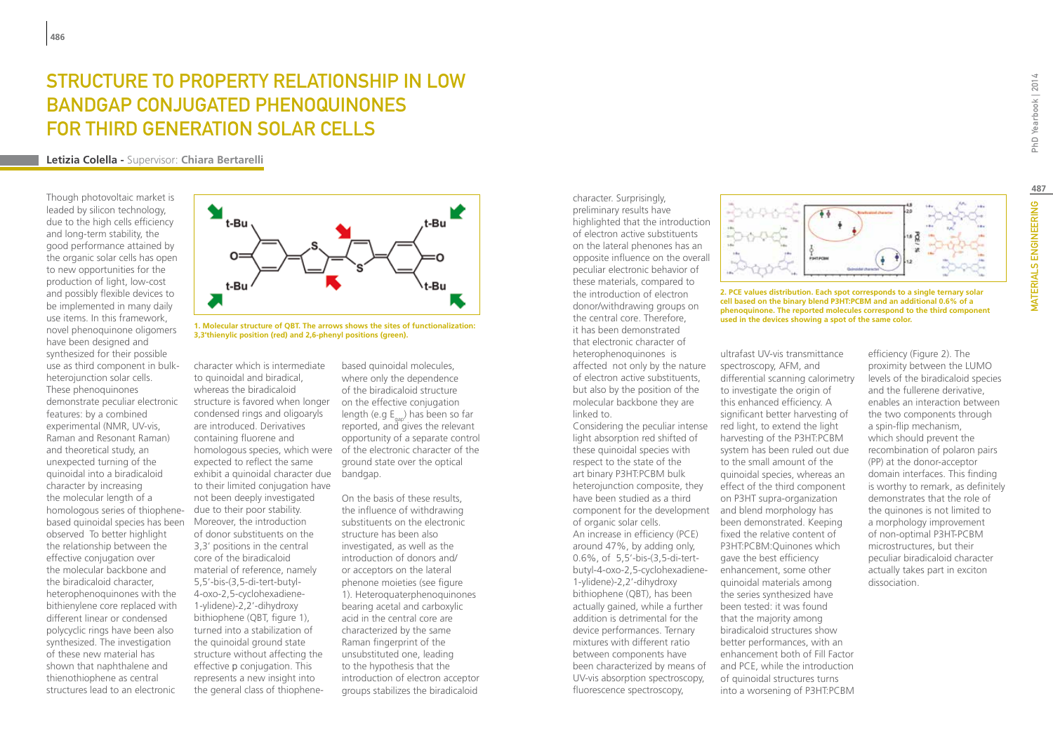# STRUCTURE TO PROPERTY RELATIONSHIP IN LOW BANDGAP CONJUGATED PHENOQUINONES FOR THIRD GENERATION SOLAR CELLS

**Letizia Colella** - Supervisor: **Chiara Bertarelli**

Though photovoltaic market is leaded by silicon technology, due to the high cells efficiency and long-term stability, the good performance attained by the organic solar cells has open to new opportunities for the production of light, low-cost and possibly flexible devices to be implemented in many daily use items. In this framework, novel phenoquinone oligomers have been designed and synthesized for their possible use as third component in bulk-heterojunction solar cells. These phenoquinones demonstrate peculiar electronic features: by a combined experimental (NMR, UV-vis, Raman and Resonant Raman) and theoretical study, an unexpected turning of the quinoidal into a biradicaloid character by increasing the molecular length of a homologous series of thiophene-based quinoidal species has been observed To better highlight the relationship between the effective conjugation over the molecular backbone and the biradicaloid character, heterophenoquinones with the bithienylene core replaced with different linear or condensed polycyclic rings have been also synthesized. The investigation of these new material has shown that naphthalene and thienothiophene as central structures lead to an electronic character which is intermediate to quinoidal and biradical, whereas the biradicaloid structure is favored when longer condensed rings and oligoaryls are introduced. Derivatives containing fluorene and homologous species, which were expected to reflect the same exhibit a quinoidal character due to their limited conjugation have not been deeply investigated due to their poor stability. Moreover, the introduction of donor substituents on the 3,3' positions in the central core of the biradicaloid material of reference, namely 5,5'-bis-(3,5-di-tert-butyl-4-oxo-2,5-cyclohexadiene-1-ylidene)-2,2'-dihydroxy bithiophene (QBT, figure 1), turned into a stabilization of the quinoidal ground state structure without affecting the effective p conjugation. This represents a new insight into the general class of thiophene-based quinoidal molecules, where only the dependence of the biradicaloid structure on the effective conjugation length (e.g $E_{gap}$) has been so far reported, and gives the relevant opportunity of a separate control of the electronic character of the ground state over the optical bandgap.

1. Molecular structure of QBT. The arrows shows the sites of functionalization: 3,3'thienylic position (red) and 2,6-phenyl positions (green).

On the basis of these results, the influence of withdrawing substituents on the electronic structure has been also investigated, as well as the introduction of donors and/ or acceptors on the lateral phenone moieties (see figure 1). Heteroquaterphenoquinones bearing acetal and carboxylic acid in the central core are characterized by the same Raman fingerprint of the unsubstituted one, leading to the hypothesis that the introduction of electron acceptor groups stabilizes the biradicaloid character. Surprisingly, preliminary results have highlighted that the introduction of electron active substituents on the lateral phenones has an opposite influence on the overall peculiar electronic behavior of these materials, compared to the introduction of electron donor/withdrawing groups on the central core. Therefore, it has been demonstrated that electronic character of heterophenoquinones is affected not only by the nature of electron active substituents, but also by the position of the molecular backbone they are linked to.

Considering the peculiar intense light absorption red shifted of these quinoidal species with respect to the state of the art binary P3HT:PCBM bulk heterojunction composite, they have been studied as a third component for the development of organic solar cells.

An increase in efficiency (PCE) around 47%, by adding only, 0.6%, of 5,5'-bis-(3,5-di-tert-butyl-4-oxo-2,5-cyclohexadiene-1-ylidene)-2,2'-dihydroxy bithiophene (QBT), has been actually gained, while a further addition is detrimental for the device performances. Ternary mixtures with different ratio between components have been characterized by means of UV-vis absorption spectroscopy, fluorescence spectroscopy, ultrafast UV-vis transmittance spectroscopy, AFM, and differential scanning calorimetry to investigate the origin of this enhanced efficiency. A significant better harvesting of red light, to extend the light harvesting of the P3HT:PCBM system has been ruled out due to the small amount of the quinoidal species, whereas an effect of the third component on P3HT supra-organization and blend morphology has been demonstrated. Keeping fixed the relative content of P3HT:PCBM:Quinones which gave the best efficiency enhancement, some other quinoidal materials among the series synthesized have been tested: it was found that the majority among biradicaloid structures show better performances, with an enhancement both of Fill Factor and PCE, while the introduction of quinoidal structures turns into a worsening of P3HT:PCBM efficiency (Figure 2). The proximity between the LUMO levels of the biradicaloid species and the fullerene derivative, enables an interaction between the two components through a spin-flip mechanism, which should prevent the recombination of polaron pairs (PP) at the donor-acceptor domain interfaces. This finding is worthy to remark, as definitely demonstrates that the role of the quinones is not limited to a morphology improvement of non-optimal P3HT-PCBM microstructures, but their peculiar biradicaloid character actually takes part in exciton dissociation.

2. PCE values distribution. Each spot corresponds to a single ternary solar cell based on the binary blend P3HT:PCBM and an additional 0.6% of a phenoquinone. The reported molecules correspond to the third component used in the devices showing a spot of the same color.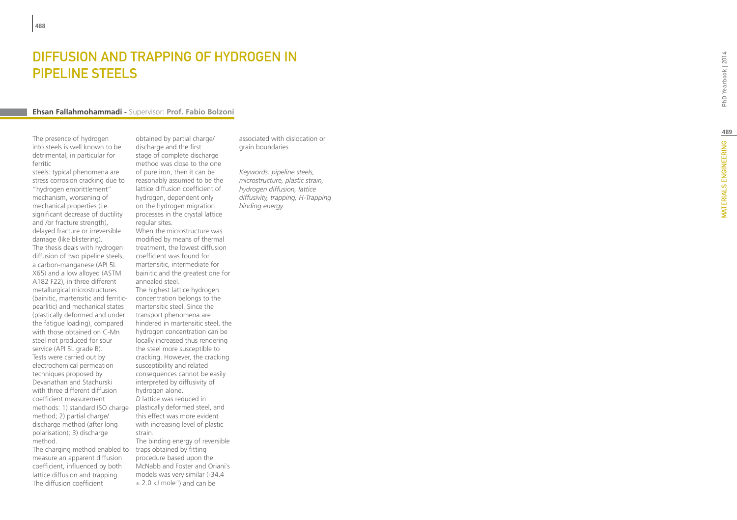# DIFFUSION AND TRAPPING OF HYDROGEN IN PIPELINE STEELS

**Ehsan Fallahmohammadi -** Supervisor: **Prof. Fabio Bolzoni**

The presence of hydrogen into steels is well known to be detrimental, in particular for ferritic steels: typical phenomena are stress corrosion cracking due to "hydrogen embrittlement" mechanism, worsening of mechanical properties (i.e. significant decrease of ductility and /or fracture strength), delayed fracture or irreversible damage (like blistering).

The thesis deals with hydrogen diffusion of two pipeline steels, a carbon-manganese (API 5L X65) and a low alloyed (ASTM A182 F22), in three different metallurgical microstructures (bainitic, martensitic and ferritic-pearlitic) and mechanical states (plastically deformed and under the fatigue loading), compared with those obtained on C-Mn steel not produced for sour service (API 5L grade B).

Tests were carried out by electrochemical permeation techniques proposed by Devanathan and Stachurski with three different diffusion coefficient measurement methods: 1) standard ISO charge method; 2) partial charge/discharge method (after long polarisation); 3) discharge method.

The charging method enabled to measure an apparent diffusion coefficient, influenced by both lattice diffusion and trapping. The diffusion coefficient obtained by partial charge/discharge and the first stage of complete discharge method was close to the one of pure iron, then it can be reasonably assumed to be the lattice diffusion coefficient of hydrogen, dependent only on the hydrogen migration processes in the crystal lattice regular sites.

When the microstructure was modified by means of thermal treatment, the lowest diffusion coefficient was found for martensitic, intermediate for bainitic and the greatest one for annealed steel.

The highest lattice hydrogen concentration belongs to the martensitic steel. Since the transport phenomena are hindered in martensitic steel, the hydrogen concentration can be locally increased thus rendering the steel more susceptible to cracking. However, the cracking susceptibility and related consequences cannot be easily interpreted by diffusivity of hydrogen alone.

*D* lattice was reduced in plastically deformed steel, and this effect was more evident with increasing level of plastic strain.

The binding energy of reversible traps obtained by fitting procedure based upon the McNabb and Foster and Oriani's models was very similar ($-34.4 \pm 2.0$ kJ mole$^{-1}$) and can be associated with dislocation or grain boundaries

*Keywords: pipeline steels, microstructure, plastic strain, hydrogen diffusion, lattice diffusivity, trapping, H-Trapping binding energy.*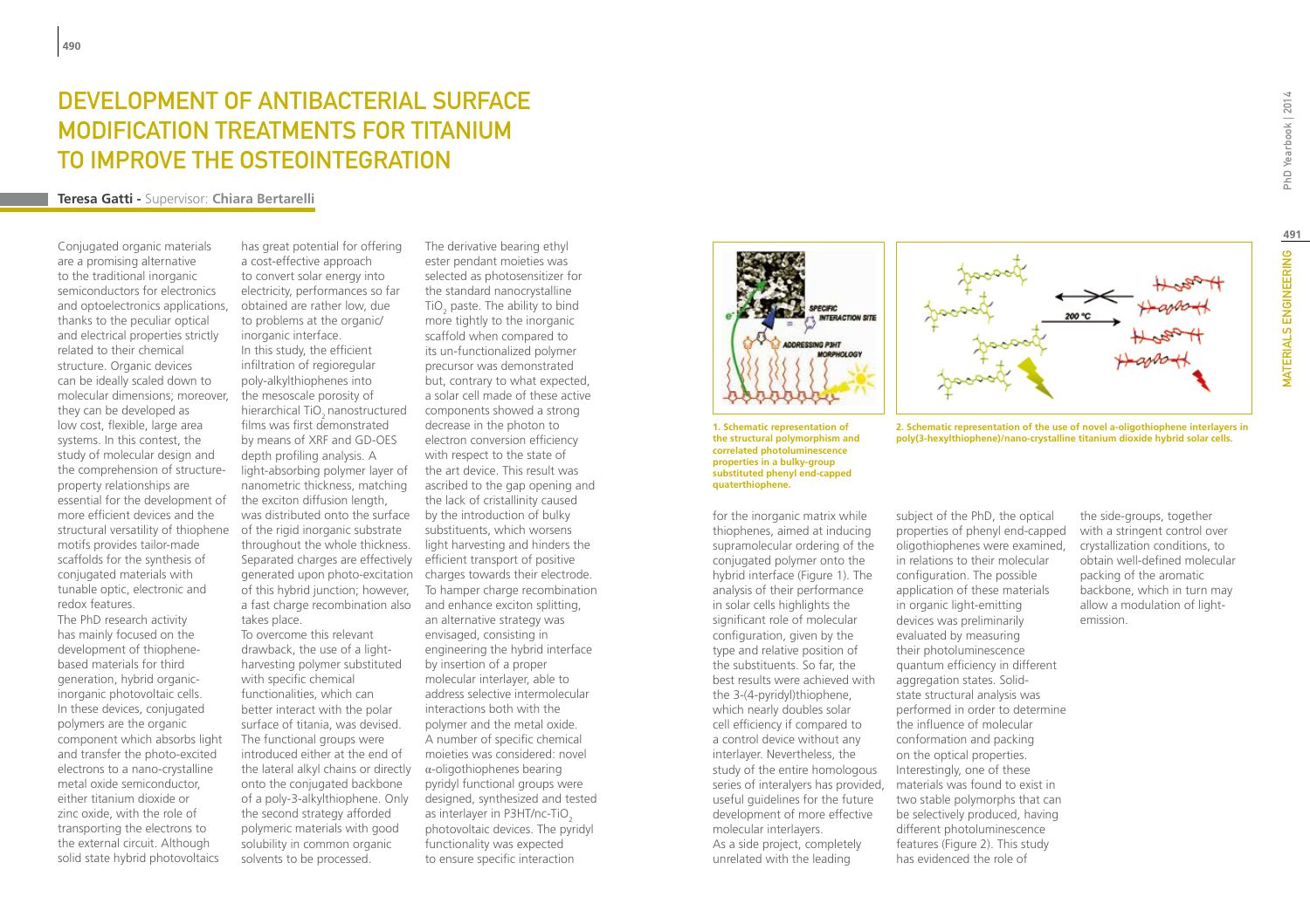# Development of Antibacterial Surface Modification Treatments for Titanium to Improve the Osteointegration

**Teresa Gatti** - Supervisor: **Chiara Bertarelli**

Conjugated organic materials are a promising alternative to the traditional inorganic semiconductors for electronics and optoelectronics applications, thanks to the peculiar optical and electrical properties strictly related to their chemical structure. Organic devices can be ideally scaled down to molecular dimensions; moreover, they can be developed as low cost, flexible, large area systems. In this contest, the study of molecular design and the comprehension of structure-property relationships are essential for the development of more efficient devices and the structural versatility of thiophene motifs provides tailor-made scaffolds for the synthesis of conjugated materials with tunable optic, electronic and redox features.

The PhD research activity has mainly focused on the development of thiophene-based materials for third generation, hybrid organic-inorganic photovoltaic cells. In these devices, conjugated polymers are the organic component which absorbs light and transfer the photo-excited electrons to a nano-crystalline metal oxide semiconductor, either titanium dioxide or zinc oxide, with the role of transporting the electrons to the external circuit. Although solid state hybrid photovoltaics has great potential for offering a cost-effective approach to convert solar energy into electricity, performances so far obtained are rather low, due to problems at the organic/inorganic interface.

In this study, the efficient infiltration of regioregular poly-alkylthiophenes into the mesoscale porosity of hierarchical $TiO_2$ nanostructured films was first demonstrated by means of XRF and GD-OES depth profiling analysis. A light-absorbing polymer layer of nanometric thickness, matching the exciton diffusion length, was distributed onto the surface of the rigid inorganic substrate throughout the whole thickness. Separated charges are effectively generated upon photo-excitation of this hybrid junction; however, a fast charge recombination also takes place.

To overcome this relevant drawback, the use of a light-harvesting polymer substituted with specific chemical functionalities, which can better interact with the polar surface of titania, was devised. The functional groups were introduced either at the end of the lateral alkyl chains or directly onto the conjugated backbone of a poly-3-alkylthiophene. Only the second strategy afforded polymeric materials with good solubility in common organic solvents to be processed.

The derivative bearing ethyl ester pendant moieties was selected as photosensitizer for the standard nanocrystalline $TiO_2$ paste. The ability to bind more tightly to the inorganic scaffold when compared to its un-functionalized polymer precursor was demonstrated but, contrary to what expected, a solar cell made of these active components showed a strong decrease in the photon to electron conversion efficiency with respect to the state of the art device. This result was ascribed to the gap opening and the lack of cristallinity caused by the introduction of bulky substituents, which worsens light harvesting and hinders the efficient transport of positive charges towards their electrode. To hamper charge recombination and enhance exciton splitting, an alternative strategy was envisaged, consisting in engineering the hybrid interface by insertion of a proper molecular interlayer, able to address selective intermolecular interactions both with the polymer and the metal oxide. A number of specific chemical moieties was considered: novel α-oligothiophenes bearing pyridyl functional groups were designed, synthesized and tested as interlayer in P3HT/nc-$TiO_2$ photovoltaic devices. The pyridyl functionality was expected to ensure specific interaction for the inorganic matrix while thiophenes, aimed at inducing supramolecular ordering of the conjugated polymer onto the hybrid interface (Figure 1). The analysis of their performance in solar cells highlights the significant role of molecular configuration, given by the type and relative position of the substituents. So far, the best results were achieved with the 3-(4-pyridyl)thiophene, which nearly doubles solar cell efficiency if compared to a control device without any interlayer. Nevertheless, the study of the entire homologous series of interlayers has provided, useful guidelines for the future development of more effective molecular interlayers.

As a side project, completely unrelated with the leading subject of the PhD, the optical properties of phenyl end-capped oligothiophenes were examined, in relations to their molecular configuration. The possible application of these materials in organic light-emitting devices was preliminarily evaluated by measuring their photoluminescence quantum efficiency in different aggregation states. Solid-state structural analysis was performed in order to determine the influence of molecular conformation and packing on the optical properties. Interestingly, one of these materials was found to exist in two stable polymorphs that can be selectively produced, having different photoluminescence features (Figure 2). This study has evidenced the role of the side-groups, together with a stringent control over crystallization conditions, to obtain well-defined molecular packing of the aromatic backbone, which in turn may allow a modulation of light-emission.

**1. Schematic representation of the structural polymorphism and correlated photoluminescence properties in a bulky-group substituted phenyl end-capped quaterthiophene.**

**2. Schematic representation of the use of novel a-oligothiophene interlayers in poly(3-hexylthiophene)/nano-crystalline titanium dioxide hybrid solar cells.**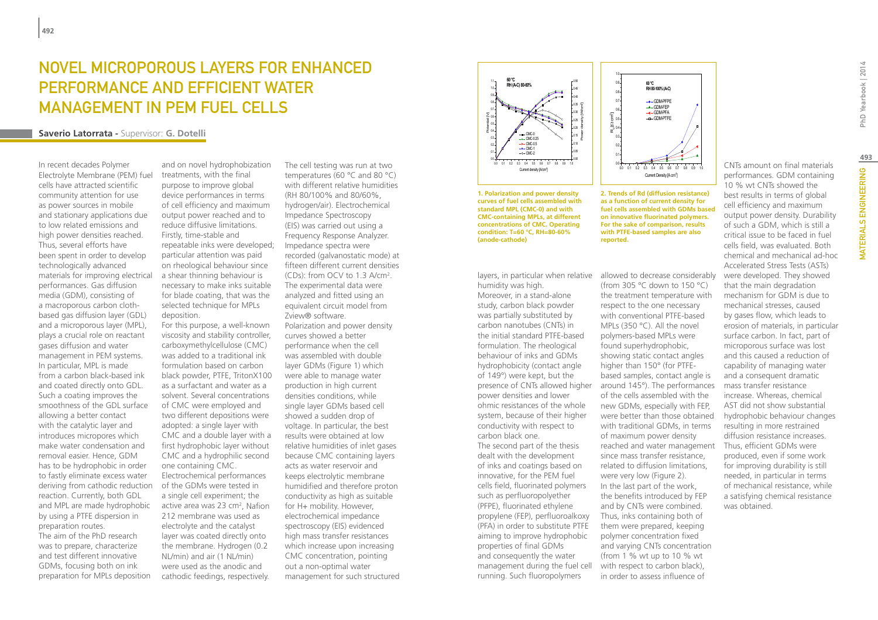# NOVEL MICROPOROUS LAYERS FOR ENHANCED PERFORMANCE AND EFFICIENT WATER MANAGEMENT IN PEM FUEL CELLS

**Saverio Latorrata** - Supervisor: **G. Dotelli**

In recent decades Polymer Electrolyte Membrane (PEM) fuel cells have attracted scientific community attention for use as power sources in mobile and stationary applications due to low related emissions and high power densities reached. Thus, several efforts have been spent in order to develop technologically advanced materials for improving electrical performances. Gas diffusion media (GDM), consisting of a macroporous carbon cloth-based gas diffusion layer (GDL) and a microporous layer (MPL), plays a crucial role on reactant gases diffusion and water management in PEM systems. In particular, MPL is made from a carbon black-based ink and coated directly onto GDL. Such a coating improves the smoothness of the GDL surface allowing a better contact with the catalytic layer and introduces micropores which make water condensation and removal easier. Hence, GDM has to be hydrophobic in order to fastly eliminate excess water deriving from cathodic reduction reaction. Currently, both GDL and MPL are made hydrophobic by using a PTFE dispersion in preparation routes.

The aim of the PhD research was to prepare, characterize and test different innovative GDMs, focusing both on ink preparation for MPLs deposition and on novel hydrophobization treatments, with the final purpose to improve global device performances in terms of cell efficiency and maximum output power reached and to reduce diffusive limitations. Firstly, time-stable and repeatable inks were developed; particular attention was paid on rheological behaviour since a shear thinning behaviour is necessary to make inks suitable for blade coating, that was the selected technique for MPLs deposition.

For this purpose, a well-known viscosity and stability controller, carboxymethylcellulose (CMC) was added to a traditional ink formulation based on carbon black powder, PTFE, TritonX100 as a surfactant and water as a solvent. Several concentrations of CMC were employed and two different depositions were adopted: a single layer with CMC and a double layer with a first hydrophobic layer without CMC and a hydrophilic second one containing CMC. Electrochemical performances of the GDMs were tested in a single cell experiment; the active area was 23 cm$^2$, Nafion 212 membrane was used as electrolyte and the catalyst layer was coated directly onto the membrane. Hydrogen (0.2 NL/min) and air (1 NL/min) were used as the anodic and cathodic feedings, respectively. The cell testing was run at two temperatures (60 °C and 80 °C) with different relative humidities (RH 80/100% and 80/60%, hydrogen/air). Electrochemical Impedance Spectroscopy (EIS) was carried out using a Frequency Response Analyzer. Impedance spectra were recorded (galvanostatic mode) at fifteen different current densities (CDs): from OCV to 1.3 A/cm$^2$. The experimental data were analyzed and fitted using an equivalent circuit model from Zview® software.

Polarization and power density curves showed a better performance when the cell was assembled with double layer GDMs (Figure 1) which were able to manage water production in high current densities conditions, while single layer GDMs based cell showed a sudden drop of voltage. In particular, the best results were obtained at low relative humidities of inlet gases because CMC containing layers acts as water reservoir and keeps electrolytic membrane humidified and therefore proton conductivity as high as suitable for H+ mobility. However, electrochemical impedance spectroscopy (EIS) evidenced high mass transfer resistances which increase upon increasing CMC concentration, pointing out a non-optimal water management for such structured layers, in particular when relative humidity was high.

**1. Polarization and power density curves of fuel cells assembled with standard MPL (CMC-0) and with CMC-containing MPLs, at different concentrations of CMC. Operating condition: T=60 °C, RH=80-60% (anode-cathode)**

**2. Trends of Rd (diffusion resistance) as a function of current density for fuel cells assembled with GDMs based on innovative fluorinated polymers. For the sake of comparison, results with PTFE-based samples are also reported.**

Moreover, in a stand-alone study, carbon black powder was partially substituted by carbon nanotubes (CNTs) in the initial standard PTFE-based formulation. The rheological behaviour of inks and GDMs hydrophobicity (contact angle of 149°) were kept, but the presence of CNTs allowed higher power densities and lower ohmic resistances of the whole system, because of their higher conductivity with respect to carbon black one.

The second part of the thesis dealt with the development of inks and coatings based on innovative, for the PEM fuel cells field, fluorinated polymers such as perfluoropolyether (PFPE), fluorinated ethylene propylene (FEP), perfluoroalkoxy (PFA) in order to substitute PTFE aiming to improve hydrophobic properties of final GDMs and consequently the water management during the fuel cell running. Such fluoropolymers allowed to decrease considerably (from 305 °C down to 150 °C) the treatment temperature with respect to the one necessary with conventional PTFE-based MPLs (350 °C). All the novel polymers-based MPLs were found superhydrophobic, showing static contact angles higher than 150° (for PTFE-based samples, contact angle is around 145°). The performances of the cells assembled with the new GDMs, especially with FEP, were better than those obtained with traditional GDMs, in terms of maximum power density reached and water management since mass transfer resistance, related to diffusion limitations, were very low (Figure 2).

In the last part of the work, the benefits introduced by FEP and by CNTs were combined. Thus, inks containing both of them were prepared, keeping polymer concentration fixed and varying CNTs concentration (from 1 % wt up to 10 % wt with respect to carbon black), in order to assess influence of CNTs amount on final materials performances. GDM containing 10 % wt CNTs showed the best results in terms of global cell efficiency and maximum output power density. Durability of such a GDM, which is still a critical issue to be faced in fuel cells field, was evaluated. Both chemical and mechanical ad-hoc Accelerated Stress Tests (ASTs) were developed. They showed that the main degradation mechanism for GDM is due to mechanical stresses, caused by gases flow, which leads to erosion of materials, in particular surface carbon. In fact, part of microporous surface was lost and this caused a reduction of capability of managing water and a consequent dramatic mass transfer resistance increase. Whereas, chemical AST did not show substantial hydrophobic behaviour changes resulting in more restrained diffusion resistance increases. Thus, efficient GDMs were produced, even if some work for improving durability is still needed, in particular in terms of mechanical resistance, while a satisfying chemical resistance was obtained.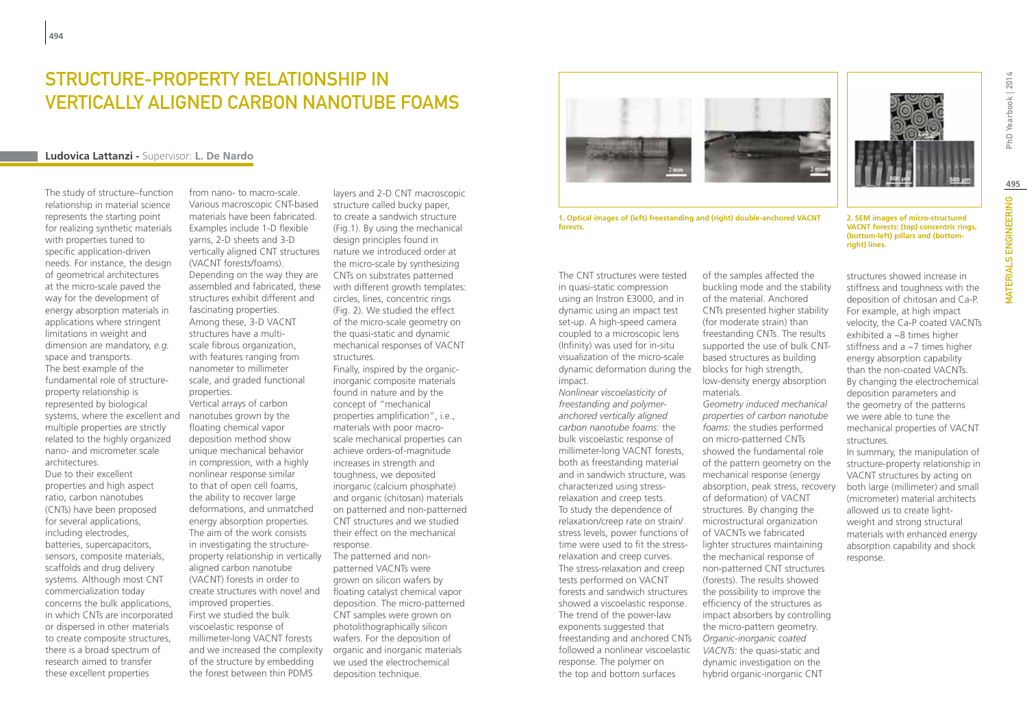# STRUCTURE-PROPERTY RELATIONSHIP IN VERTICALLY ALIGNED CARBON NANOTUBE FOAMS

**Ludovica Lattanzi** - Supervisor: **L. De Nardo**

The study of structure–function relationship in material science represents the starting point for realizing synthetic materials with properties tuned to specific application-driven needs. For instance, the design of geometrical architectures at the micro-scale paved the way for the development of energy absorption materials in applications where stringent limitations in weight and dimension are mandatory, *e.g.* space and transports. The best example of the fundamental role of structure-property relationship is represented by biological systems, where the excellent and multiple properties are strictly related to the highly organized nano- and micrometer scale architectures.

Due to their excellent properties and high aspect ratio, carbon nanotubes (CNTs) have been proposed for several applications, including electrodes, batteries, supercapacitors, sensors, composite materials, scaffolds and drug delivery systems. Although most CNT commercialization today concerns the bulk applications, in which CNTs are incorporated or dispersed in other materials to create composite structures, there is a broad spectrum of research aimed to transfer these excellent properties from nano- to macro-scale. Various macroscopic CNT-based materials have been fabricated. Examples include 1-D flexible yarns, 2-D sheets and 3-D vertically aligned CNT structures (VACNT forests/foams). Depending on the way they are assembled and fabricated, these structures exhibit different and fascinating properties. Among these, 3-D VACNT structures have a multi-scale fibrous organization, with features ranging from nanometer to millimeter scale, and graded functional properties.

Vertical arrays of carbon nanotubes grown by the floating chemical vapor deposition method show unique mechanical behavior in compression, with a highly nonlinear response similar to that of open cell foams, the ability to recover large deformations, and unmatched energy absorption properties. The aim of the work consists in investigating the structure-property relationship in vertically aligned carbon nanotube (VACNT) forests in order to create structures with novel and improved properties.

First we studied the bulk viscoelastic response of millimeter-long VACNT forests and we increased the complexity of the structure by embedding the forest between thin PDMS layers and 2-D CNT macroscopic structure called bucky paper, to create a sandwich structure (Fig.1). By using the mechanical design principles found in nature we introduced order at the micro-scale by synthesizing CNTs on substrates patterned with different growth templates: circles, lines, concentric rings (Fig. 2). We studied the effect of the micro-scale geometry on the quasi-static and dynamic mechanical responses of VACNT structures.

Finally, inspired by the organic-inorganic composite materials found in nature and by the concept of "mechanical properties amplification", i.e., materials with poor macro-scale mechanical properties can achieve orders-of-magnitude increases in strength and toughness, we deposited inorganic (calcium phosphate) and organic (chitosan) materials on patterned and non-patterned CNT structures and we studied their effect on the mechanical response.

The patterned and non-patterned VACNTs were grown on silicon wafers by floating catalyst chemical vapor deposition. The micro-patterned CNT samples were grown on photolithographically silicon wafers. For the deposition of organic and inorganic materials we used the electrochemical deposition technique.

**1. Optical images of (left) freestanding and (right) double-anchored VACNT forests.**

**2. SEM images of micro-structured VACNT forests: (top) concentric rings, (bottom-left) pillars and (bottom-right) lines.**

The CNT structures were tested in quasi-static compression using an Instron E3000, and in dynamic using an impact test set-up. A high-speed camera coupled to a microscopic lens (Infinity) was used for in-situ visualization of the micro-scale dynamic deformation during the impact.

*Nonlinear viscoelasticity of freestanding and polymer-anchored vertically aligned carbon nanotube foams:* the bulk viscoelastic response of millimeter-long VACNT forests, both as freestanding material and in sandwich structure, was characterized using stress-relaxation and creep tests. To study the dependence of relaxation/creep rate on strain/stress levels, power functions of time were used to fit the stress-relaxation and creep curves. The stress-relaxation and creep tests performed on VACNT forests and sandwich structures showed a viscoelastic response. The trend of the power-law exponents suggested that freestanding and anchored CNTs followed a nonlinear viscoelastic response. The polymer on the top and bottom surfaces of the samples affected the buckling mode and the stability of the material. Anchored CNTs presented higher stability (for moderate strain) than freestanding CNTs. The results supported the use of bulk CNT-based structures as building blocks for high strength, low-density energy absorption materials.

*Geometry induced mechanical properties of carbon nanotube foams:* the studies performed on micro-patterned CNTs showed the fundamental role of the pattern geometry on the mechanical response (energy absorption, peak stress, recovery of deformation) of VACNT structures. By changing the microstructural organization of VACNTs we fabricated lighter structures maintaining the mechanical response of non-patterned CNT structures (forests). The results showed the possibility to improve the efficiency of the structures as impact absorbers by controlling the micro-pattern geometry.

*Organic-inorganic coated VACNTs:* the quasi-static and dynamic investigation on the hybrid organic-inorganic CNT structures showed increase in stiffness and toughness with the deposition of chitosan and Ca-P. For example, at high impact velocity, the Ca-P coated VACNTs exhibited a ~8 times higher stiffness and a ~7 times higher energy absorption capability than the non-coated VACNTs. By changing the electrochemical deposition parameters and the geometry of the patterns we were able to tune the mechanical properties of VACNT structures.

In summary, the manipulation of structure-property relationship in VACNT structures by acting on both large (millimeter) and small (micrometer) material architects allowed us to create light-weight and strong structural materials with enhanced energy absorption capability and shock response.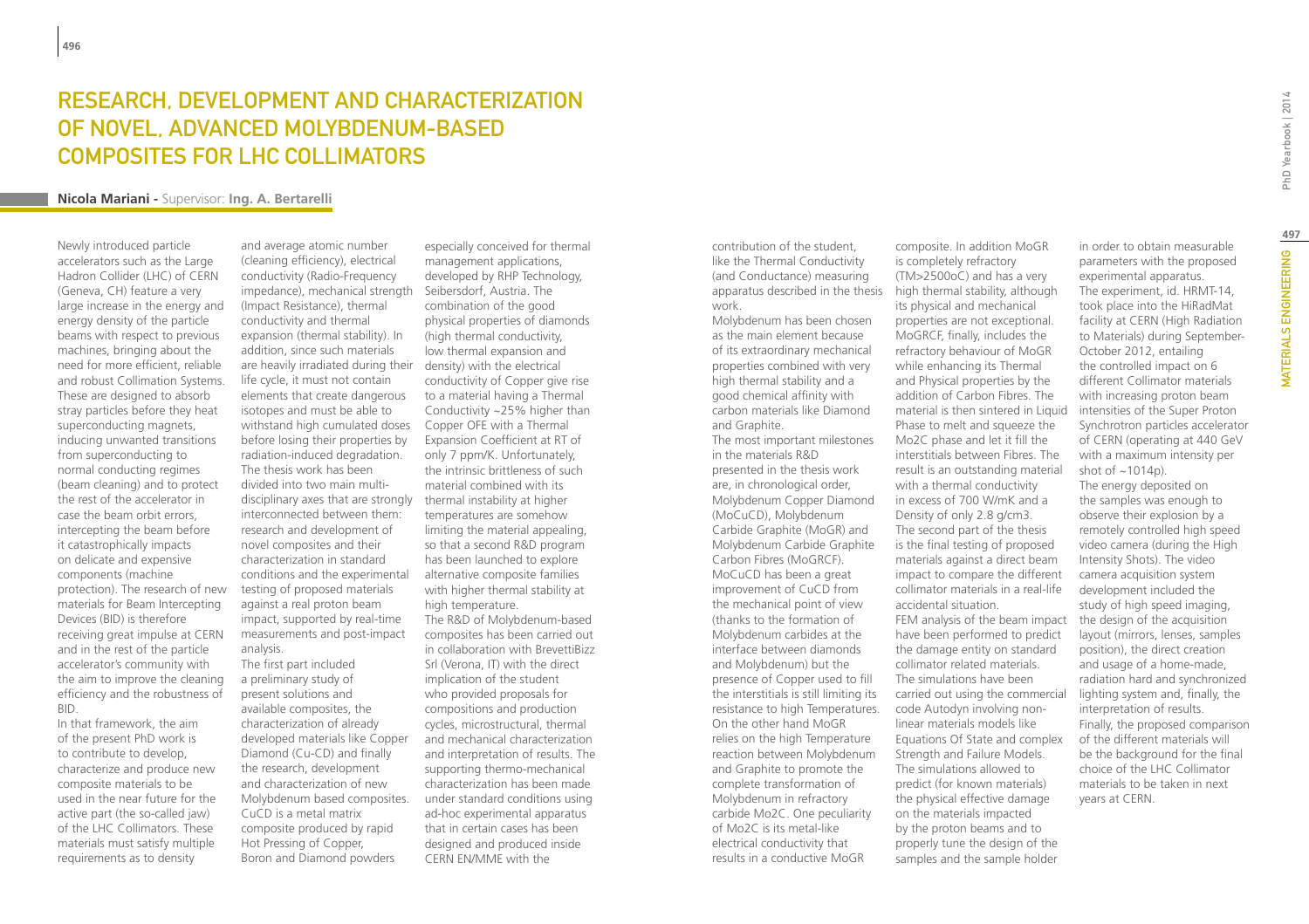# Research, Development and Characterization of Novel, Advanced Molybdenum-Based Composites for LHC Collimators

**Nicola Mariani** - Supervisor: **Ing. A. Bertarelli**

Newly introduced particle accelerators such as the Large Hadron Collider (LHC) of CERN (Geneva, CH) feature a very large increase in the energy and energy density of the particle beams with respect to previous machines, bringing about the need for more efficient, reliable and robust Collimation Systems. These are designed to absorb stray particles before they heat superconducting magnets, inducing unwanted transitions from superconducting to normal conducting regimes (beam cleaning) and to protect the rest of the accelerator in case the beam orbit errors, intercepting the beam before it catastrophically impacts on delicate and expensive components (machine protection). The research of new materials for Beam Intercepting Devices (BID) is therefore receiving great impulse at CERN and in the rest of the particle accelerator's community with the aim to improve the cleaning efficiency and the robustness of BID.

In that framework, the aim of the present PhD work is to contribute to develop, characterize and produce new composite materials to be used in the near future for the active part (the so-called jaw) of the LHC Collimators. These materials must satisfy multiple requirements as to density and average atomic number (cleaning efficiency), electrical conductivity (Radio-Frequency impedance), mechanical strength (Impact Resistance), thermal conductivity and thermal expansion (thermal stability). In addition, since such materials are heavily irradiated during their life cycle, it must not contain elements that create dangerous isotopes and must be able to withstand high cumulated doses before losing their properties by radiation-induced degradation.

The thesis work has been divided into two main multi-disciplinary axes that are strongly interconnected between them: research and development of novel composites and their characterization in standard conditions and the experimental testing of proposed materials against a real proton beam impact, supported by real-time measurements and post-impact analysis.

The first part included a preliminary study of present solutions and available composites, the characterization of already developed materials like Copper Diamond (Cu-CD) and finally the research, development and characterization of new Molybdenum based composites. CuCD is a metal matrix composite produced by rapid Hot Pressing of Copper, Boron and Diamond powders especially conceived for thermal management applications, developed by RHP Technology, Seibersdorf, Austria. The combination of the good physical properties of diamonds (high thermal conductivity, low thermal expansion and density) with the electrical conductivity of Copper give rise to a material having a Thermal Conductivity ~25% higher than Copper OFE with a Thermal Expansion Coefficient at RT of only 7 ppm/K. Unfortunately, the intrinsic brittleness of such material combined with its thermal instability at higher temperatures are somehow limiting the material appealing, so that a second R&D program has been launched to explore alternative composite families with higher thermal stability at high temperature.

The R&D of Molybdenum-based composites has been carried out in collaboration with BrevettiBizz Srl (Verona, IT) with the direct implication of the student who provided proposals for compositions and production cycles, microstructural, thermal and mechanical characterization and interpretation of results. The supporting thermo-mechanical characterization has been made under standard conditions using ad-hoc experimental apparatus that in certain cases has been designed and produced inside CERN EN/MME with the contribution of the student, like the Thermal Conductivity (and Conductance) measuring apparatus described in the thesis work.

Molybdenum has been chosen as the main element because of its extraordinary mechanical properties combined with very high thermal stability and a good chemical affinity with carbon materials like Diamond and Graphite.

The most important milestones in the materials R&D presented in the thesis work are, in chronological order, Molybdenum Copper Diamond (MoCuCD), Molybdenum Carbide Graphite (MoGR) and Molybdenum Carbide Graphite Carbon Fibres (MoGRCF). MoCuCD has been a great improvement of CuCD from the mechanical point of view (thanks to the formation of Molybdenum carbides at the interface between diamonds and Molybdenum) but the presence of Copper used to fill the interstitials is still limiting its resistance to high Temperatures. On the other hand MoGR relies on the high Temperature reaction between Molybdenum and Graphite to promote the complete transformation of Molybdenum in refractory carbide $Mo_2C$. One peculiarity of $Mo_2C$ is its metal-like electrical conductivity that results in a conductive MoGR composite. In addition MoGR is completely refractory ($T_M$>2500oC) and has a very high thermal stability, although its physical and mechanical properties are not exceptional. MoGRCF, finally, includes the refractory behaviour of MoGR while enhancing its Thermal and Physical properties by the addition of Carbon Fibres. The material is then sintered in Liquid Phase to melt and squeeze the $Mo_2C$ phase and let it fill the interstitials between Fibres. The result is an outstanding material with a thermal conductivity in excess of 700 W/mK and a Density of only 2.8 g/cm3.

The second part of the thesis is the final testing of proposed materials against a direct beam impact to compare the different collimator materials in a real-life accidental situation.

FEM analysis of the beam impact have been performed to predict the damage entity on standard collimator related materials. The simulations have been carried out using the commercial code Autodyn involving non-linear materials models like Equations Of State and complex Strength and Failure Models. The simulations allowed to predict (for known materials) the physical effective damage on the materials impacted by the proton beams and to properly tune the design of the samples and the sample holder in order to obtain measurable parameters with the proposed experimental apparatus.

The experiment, id. HRMT-14, took place into the HiRadMat facility at CERN (High Radiation to Materials) during September-October 2012, entailing the controlled impact on 6 different Collimator materials with increasing proton beam intensities of the Super Proton Synchrotron particles accelerator of CERN (operating at 440 GeV with a maximum intensity per shot of ~1014p).

The energy deposited on the samples was enough to observe their explosion by a remotely controlled high speed video camera (during the High Intensity Shots). The video camera acquisition system development included the study of high speed imaging, the design of the acquisition layout (mirrors, lenses, samples position), the direct creation and usage of a home-made, radiation hard and synchronized lighting system and, finally, the interpretation of results.

Finally, the proposed comparison of the different materials will be the background for the final choice of the LHC Collimator materials to be taken in next years at CERN.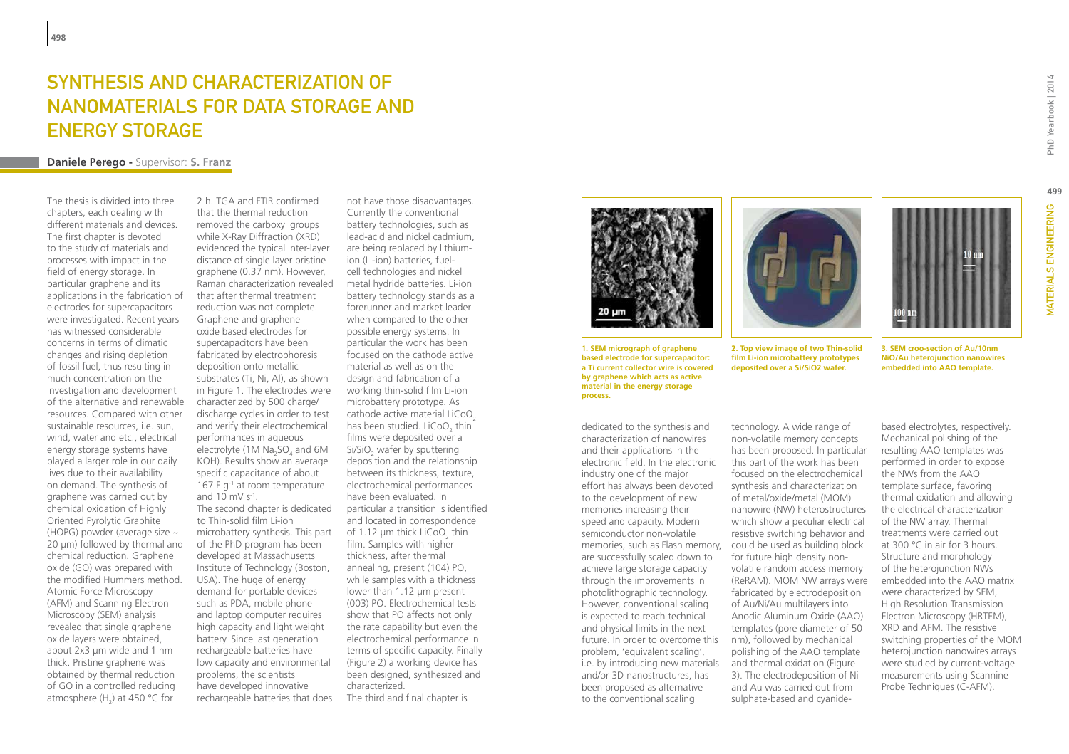# SYNTHESIS AND CHARACTERIZATION OF NANOMATERIALS FOR DATA STORAGE AND ENERGY STORAGE

**Daniele Perego** - Supervisor: **S. Franz**

The thesis is divided into three chapters, each dealing with different materials and devices. The first chapter is devoted to the study of materials and processes with impact in the field of energy storage. In particular graphene and its applications in the fabrication of electrodes for supercapacitors were investigated. Recent years has witnessed considerable concerns in terms of climatic changes and rising depletion of fossil fuel, thus resulting in much concentration on the investigation and development of the alternative and renewable resources. Compared with other sustainable resources, i.e. sun, wind, water and etc., electrical energy storage systems have played a larger role in our daily lives due to their availability on demand. The synthesis of graphene was carried out by chemical oxidation of Highly Oriented Pyrolytic Graphite (HOPG) powder (average size ~ 20 µm) followed by thermal and chemical reduction. Graphene oxide (GO) was prepared with the modified Hummers method. Atomic Force Microscopy (AFM) and Scanning Electron Microscopy (SEM) analysis revealed that single graphene oxide layers were obtained, about 2x3 µm wide and 1 nm thick. Pristine graphene was obtained by thermal reduction of GO in a controlled reducing atmosphere ($H_2$) at 450 °C for 2 h. TGA and FTIR confirmed that the thermal reduction removed the carboxyl groups while X-Ray Diffraction (XRD) evidenced the typical inter-layer distance of single layer pristine graphene (0.37 nm). However, Raman characterization revealed that after thermal treatment reduction was not complete. Graphene and graphene oxide based electrodes for supercapacitors have been fabricated by electrophoresis deposition onto metallic substrates (Ti, Ni, Al), as shown in Figure 1. The electrodes were characterized by 500 charge/discharge cycles in order to test and verify their electrochemical performances in aqueous electrolyte (1M $Na_2SO_4$ and 6M KOH). Results show an average specific capacitance of about 167 F $g^{-1}$ at room temperature and 10 mV $s^{-1}$.

The second chapter is dedicated to Thin-solid film Li-ion microbattery synthesis. This part of the PhD program has been developed at Massachusetts Institute of Technology (Boston, USA). The huge of energy demand for portable devices such as PDA, mobile phone and laptop computer requires high capacity and light weight battery. Since last generation rechargeable batteries have low capacity and environmental problems, the scientists have developed innovative rechargeable batteries that does not have those disadvantages. Currently the conventional battery technologies, such as lead-acid and nickel cadmium, are being replaced by lithium-ion (Li-ion) batteries, fuel-cell technologies and nickel metal hydride batteries. Li-ion battery technology stands as a forerunner and market leader when compared to the other possible energy systems. In particular the work has been focused on the cathode active material as well as on the design and fabrication of a working thin-solid film Li-ion microbattery prototype. As cathode active material $LiCoO_2$ has been studied. $LiCoO_2$ thin films were deposited over a $Si/SiO_2$ wafer by sputtering deposition and the relationship between its thickness, texture, electrochemical performances have been evaluated. In particular a transition is identified and located in correspondence of 1.12 µm thick $LiCoO_2$ thin film. Samples with higher thickness, after thermal annealing, present (104) PO, while samples with a thickness lower than 1.12 µm present (003) PO. Electrochemical tests show that PO affects not only the rate capability but even the electrochemical performance in terms of specific capacity. Finally (Figure 2) a working device has been designed, synthesized and characterized.

The third and final chapter is dedicated to the synthesis and characterization of nanowires and their applications in the electronic field. In the electronic industry one of the major effort has always been devoted to the development of new memories increasing their speed and capacity. Modern semiconductor non-volatile memories, such as Flash memory, are successfully scaled down to achieve large storage capacity through the improvements in photolithographic technology. However, conventional scaling is expected to reach technical and physical limits in the next future. In order to overcome this problem, 'equivalent scaling', i.e. by introducing new materials and/or 3D nanostructures, has been proposed as alternative to the conventional scaling technology. A wide range of non-volatile memory concepts has been proposed. In particular this part of the work has been focused on the electrochemical synthesis and characterization of metal/oxide/metal (MOM) nanowire (NW) heterostructures which show a peculiar electrical resistive switching behavior and could be used as building block for future high density non-volatile random access memory (ReRAM). MOM NW arrays were fabricated by electrodeposition of Au/Ni/Au multilayers into Anodic Aluminum Oxide (AAO) templates (pore diameter of 50 nm), followed by mechanical polishing of the AAO template and thermal oxidation (Figure 3). The electrodeposition of Ni and Au was carried out from sulphate-based and cyanide-based electrolytes, respectively. Mechanical polishing of the resulting AAO templates was performed in order to expose the NWs from the AAO template surface, favoring thermal oxidation and allowing the electrical characterization of the NW array. Thermal treatments were carried out at 300 °C in air for 3 hours. Structure and morphology of the heterojunction NWs embedded into the AAO matrix were characterized by SEM, High Resolution Transmission Electron Microscopy (HRTEM), XRD and AFM. The resistive switching properties of the MOM heterojunction nanowires arrays were studied by current-voltage measurements using Scannine Probe Techniques (C-AFM).

**1. SEM micrograph of graphene based electrode for supercapacitor: a Ti current collector wire is covered by graphene which acts as active material in the energy storage process.**

**2. Top view image of two Thin-solid film Li-ion microbattery prototypes deposited over a Si/SiO2 wafer.**

**3. SEM croo-section of Au/10nm NiO/Au heterojunction nanowires embedded into AAO template.**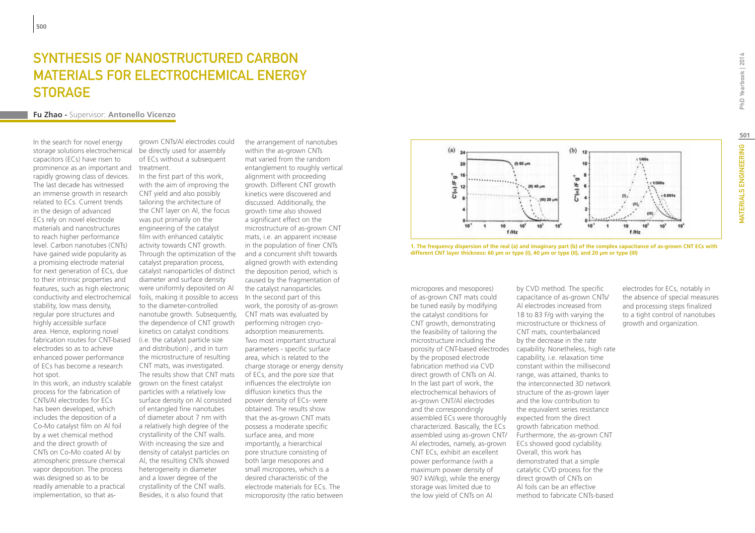# SYNTHESIS OF NANOSTRUCTURED CARBON MATERIALS FOR ELECTROCHEMICAL ENERGY STORAGE

**Fu Zhao** - Supervisor: **Antonello Vicenzo**

In the search for novel energy storage solutions electrochemical capacitors (ECs) have risen to prominence as an important and rapidly growing class of devices. The last decade has witnessed an immense growth in research related to ECs. Current trends in the design of advanced ECs rely on novel electrode materials and nanostructures to reach higher performance level. Carbon nanotubes (CNTs) have gained wide popularity as a promising electrode material for next generation of ECs, due to their intrinsic properties and features, such as high electronic conductivity and electrochemical stability, low mass density, regular pore structures and highly accessible surface area. Hence, exploring novel fabrication routes for CNT-based electrodes so as to achieve enhanced power performance of ECs has become a research hot spot.

In this work, an industry scalable process for the fabrication of CNTs/Al electrodes for ECs has been developed, which includes the deposition of a Co-Mo catalyst film on Al foil by a wet chemical method and the direct growth of CNTs on Co-Mo coated Al by atmospheric pressure chemical vapor deposition. The process was designed so as to be readily amenable to a practical implementation, so that as-grown CNTs/Al electrodes could be directly used for assembly of ECs without a subsequent treatment.

In the first part of this work, with the aim of improving the CNT yield and also possibly tailoring the architecture of the CNT layer on Al, the focus was put primarily on the engineering of the catalyst film with enhanced catalytic activity towards CNT growth. Through the optimization of the catalyst preparation process, catalyst nanoparticles of distinct diameter and surface density were uniformly deposited on Al foils, making it possible to access to the diameter-controlled nanotube growth. Subsequently, the dependence of CNT growth kinetics on catalyst conditions (i.e. the catalyst particle size and distribution) , and in turn the microstructure of resulting CNT mats, was investigated. The results show that CNT mats grown on the finest catalyst particles with a relatively low surface density on Al consisted of entangled fine nanotubes of diameter about 7 nm with a relatively high degree of the crystallinity of the CNT walls. With increasing the size and density of catalyst particles on Al, the resulting CNTs showed heterogeneity in diameter and a lower degree of the crystallinity of the CNT walls. Besides, it is also found that the arrangement of nanotubes within the as-grown CNTs mat varied from the random entanglement to roughly vertical alignment with proceeding growth. Different CNT growth kinetics were discovered and discussed. Additionally, the growth time also showed a significant effect on the microstructure of as-grown CNT mats, i.e. an apparent increase in the population of finer CNTs and a concurrent shift towards aligned growth with extending the deposition period, which is caused by the fragmentation of the catalyst nanoparticles.

In the second part of this work, the porosity of as-grown CNT mats was evaluated by performing nitrogen cryo-adsorption measurements. Two most important structural parameters - specific surface area, which is related to the charge storage or energy density of ECs, and the pore size that influences the electrolyte ion diffusion kinetics thus the power density of ECs- were obtained. The results show that the as-grown CNT mats possess a moderate specific surface area, and more importantly, a hierarchical pore structure consisting of both large mesopores and small micropores, which is a desired characteristic of the electrode materials for ECs. The microporosity (the ratio between micropores and mesopores) of as-grown CNT mats could be tuned easily by modifying the catalyst conditions for CNT growth, demonstrating the feasibility of tailoring the microstructure including the porosity of CNT-based electrodes by the proposed electrode fabrication method via CVD direct growth of CNTs on Al.

In the last part of work, the electrochemical behaviors of as-grown CNT/Al electrodes and the correspondingly assembled ECs were thoroughly characterized. Basically, the ECs assembled using as-grown CNT/Al electrodes, namely, as-grown CNT ECs, exhibit an excellent power performance (with a maximum power density of 907 kW/kg), while the energy storage was limited due to the low yield of CNTs on Al by CVD method. The specific capacitance of as-grown CNTs/Al electrodes increased from 18 to 83 F/g with varying the microstructure or thickness of CNT mats, counterbalanced by the decrease in the rate capability. Nonetheless, high rate capability, i.e. relaxation time constant within the millisecond range, was attained, thanks to the interconnected 3D network structure of the as-grown layer and the low contribution to the equivalent series resistance expected from the direct growth fabrication method. Furthermore, the as-grown CNT ECs showed good cyclability. Overall, this work has demonstrated that a simple catalytic CVD process for the direct growth of CNTs on Al foils can be an effective method to fabricate CNTs-based electrodes for ECs, notably in the absence of special measures and processing steps finalized to a tight control of nanotubes growth and organization.

(a)
$C'(\omega)$ /F g$^{-1}$
(I) 60 μm
(II) 40 μm
(III) 20 μm
f /Hz

(b)
$C''(\omega)$ /F g$^{-1}$
τ 1/60s
τ 1/300s
τ 0.001s
(I)
(II)
(III)
f /Hz

1. The frequency dispersion of the real (a) and imaginary part (b) of the complex capacitance of as-grown CNT ECs with different CNT layer thickness: 60 μm or type (I), 40 μm or type (II), and 20 μm or type (III)